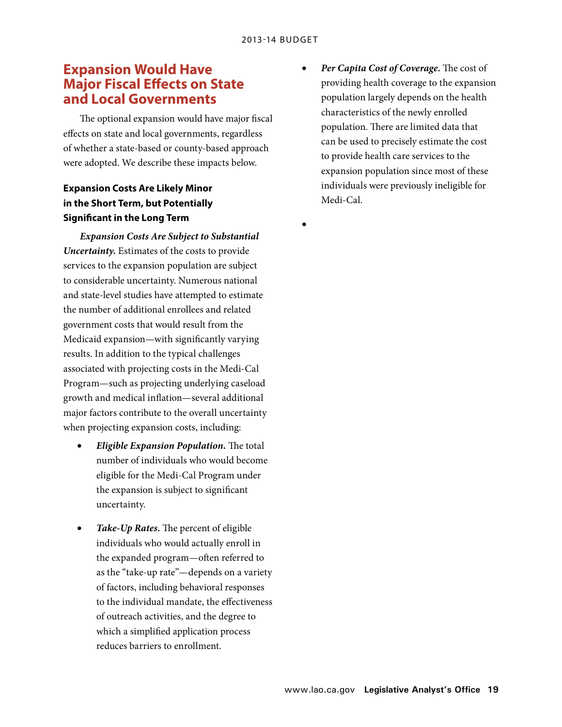## Expansion Would Have Major Fiscal Effects on State and Local Governments

The optional expansion would have major fiscal effects on state and local governments, regardless of whether a state-based or county-based approach were adopted. We describe these impacts below.

### Expansion Costs Are Likely Minor in the Short Term, but Potentially Significant in the Long Term

***Expansion Costs Are Subject to Substantial Uncertainty.*** Estimates of the costs to provide services to the expansion population are subject to considerable uncertainty. Numerous national and state-level studies have attempted to estimate the number of additional enrollees and related government costs that would result from the Medicaid expansion—with significantly varying results. In addition to the typical challenges associated with projecting costs in the Medi-Cal Program—such as projecting underlying caseload growth and medical inflation—several additional major factors contribute to the overall uncertainty when projecting expansion costs, including:

- ***Eligible Expansion Population.*** The total number of individuals who would become eligible for the Medi-Cal Program under the expansion is subject to significant uncertainty.

- ***Take-Up Rates.*** The percent of eligible individuals who would actually enroll in the expanded program—often referred to as the "take-up rate"—depends on a variety of factors, including behavioral responses to the individual mandate, the effectiveness of outreach activities, and the degree to which a simplified application process reduces barriers to enrollment.

- ***Per Capita Cost of Coverage.*** The cost of providing health coverage to the expansion population largely depends on the health characteristics of the newly enrolled population. There are limited data that can be used to precisely estimate the cost to provide health care services to the expansion population since most of these individuals were previously ineligible for Medi-Cal.

-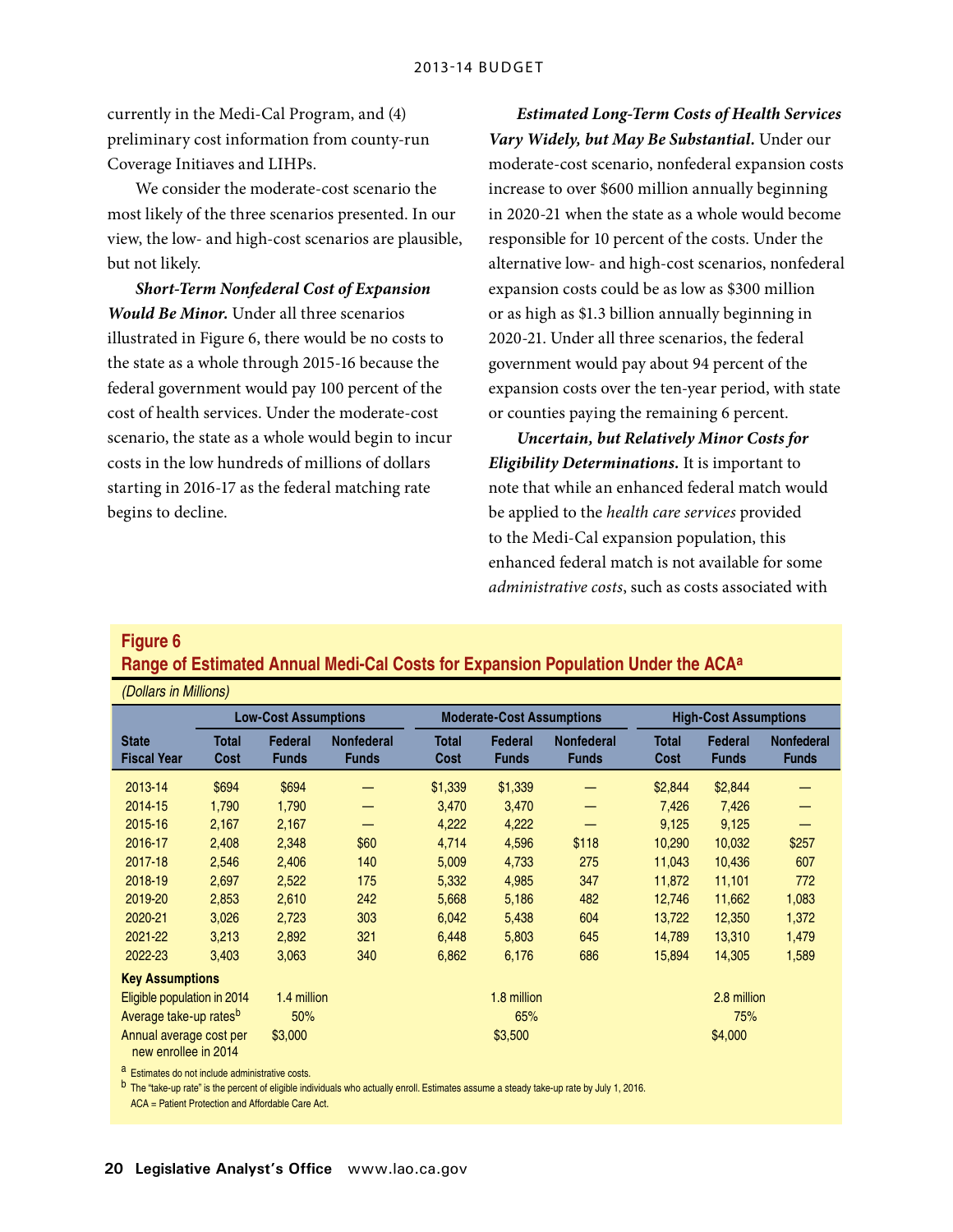currently in the Medi-Cal Program, and (4) preliminary cost information from county-run Coverage Initiaves and LIHPs.

We consider the moderate-cost scenario the most likely of the three scenarios presented. In our view, the low- and high-cost scenarios are plausible, but not likely.

***Short-Term Nonfederal Cost of Expansion Would Be Minor.*** Under all three scenarios illustrated in Figure 6, there would be no costs to the state as a whole through 2015-16 because the federal government would pay 100 percent of the cost of health services. Under the moderate-cost scenario, the state as a whole would begin to incur costs in the low hundreds of millions of dollars starting in 2016-17 as the federal matching rate begins to decline.

***Estimated Long-Term Costs of Health Services Vary Widely, but May Be Substantial.*** Under our moderate-cost scenario, nonfederal expansion costs increase to over $600 million annually beginning in 2020-21 when the state as a whole would become responsible for 10 percent of the costs. Under the alternative low- and high-cost scenarios, nonfederal expansion costs could be as low as $300 million or as high as $1.3 billion annually beginning in 2020-21. Under all three scenarios, the federal government would pay about 94 percent of the expansion costs over the ten-year period, with state or counties paying the remaining 6 percent.

***Uncertain, but Relatively Minor Costs for Eligibility Determinations.*** It is important to note that while an enhanced federal match would be applied to the *health care services* provided to the Medi-Cal expansion population, this enhanced federal match is not available for some *administrative costs*, such as costs associated with

**Figure 6**

**Range of Estimated Annual Medi-Cal Costs for Expansion Population Under the ACA[a]**

*(Dollars in Millions)*

| | Low-Cost Assumptions | | | Moderate-Cost Assumptions | | | High-Cost Assumptions | | |
|---|---|---|---|---|---|---|---|---|---|
| State Fiscal Year | Total Cost | Federal Funds | Nonfederal Funds | Total Cost | Federal Funds | Nonfederal Funds | Total Cost | Federal Funds | Nonfederal Funds |
| 2013-14 | $694 | $694 | — | $1,339 | $1,339 | — | $2,844 | $2,844 | — |
| 2014-15 | 1,790 | 1,790 | — | 3,470 | 3,470 | — | 7,426 | 7,426 | — |
| 2015-16 | 2,167 | 2,167 | — | 4,222 | 4,222 | — | 9,125 | 9,125 | — |
| 2016-17 | 2,408 | 2,348 | $60 | 4,714 | 4,596 | $118 | 10,290 | 10,032 | $257 |
| 2017-18 | 2,546 | 2,406 | 140 | 5,009 | 4,733 | 275 | 11,043 | 10,436 | 607 |
| 2018-19 | 2,697 | 2,522 | 175 | 5,332 | 4,985 | 347 | 11,872 | 11,101 | 772 |
| 2019-20 | 2,853 | 2,610 | 242 | 5,668 | 5,186 | 482 | 12,746 | 11,662 | 1,083 |
| 2020-21 | 3,026 | 2,723 | 303 | 6,042 | 5,438 | 604 | 13,722 | 12,350 | 1,372 |
| 2021-22 | 3,213 | 2,892 | 321 | 6,448 | 5,803 | 645 | 14,789 | 13,310 | 1,479 |
| 2022-23 | 3,403 | 3,063 | 340 | 6,862 | 6,176 | 686 | 15,894 | 14,305 | 1,589 |
| **Key Assumptions** | | | | | | | | | |
| Eligible population in 2014 | 1.4 million | | | 1.8 million | | | 2.8 million | | |
| Average take-up rates[b] | 50% | | | 65% | | | 75% | | |
| Annual average cost per new enrollee in 2014 | $3,000 | | | $3,500 | | | $4,000 | | |

[a] Estimates do not include administrative costs.

[b] The "take-up rate" is the percent of eligible individuals who actually enroll. Estimates assume a steady take-up rate by July 1, 2016.

ACA = Patient Protection and Affordable Care Act.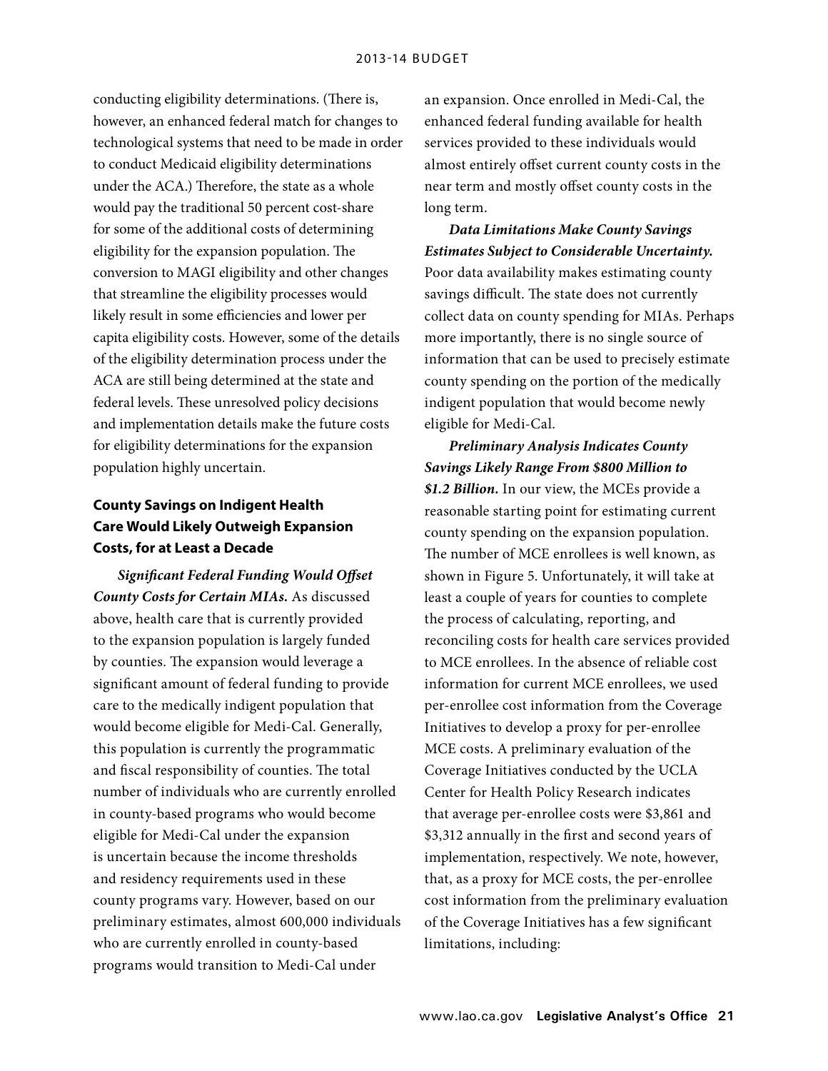conducting eligibility determinations. (There is, however, an enhanced federal match for changes to technological systems that need to be made in order to conduct Medicaid eligibility determinations under the ACA.) Therefore, the state as a whole would pay the traditional 50 percent cost-share for some of the additional costs of determining eligibility for the expansion population. The conversion to MAGI eligibility and other changes that streamline the eligibility processes would likely result in some efficiencies and lower per capita eligibility costs. However, some of the details of the eligibility determination process under the ACA are still being determined at the state and federal levels. These unresolved policy decisions and implementation details make the future costs for eligibility determinations for the expansion population highly uncertain.

### County Savings on Indigent Health Care Would Likely Outweigh Expansion Costs, for at Least a Decade

***Significant Federal Funding Would Offset County Costs for Certain MIAs.*** As discussed above, health care that is currently provided to the expansion population is largely funded by counties. The expansion would leverage a significant amount of federal funding to provide care to the medically indigent population that would become eligible for Medi-Cal. Generally, this population is currently the programmatic and fiscal responsibility of counties. The total number of individuals who are currently enrolled in county-based programs who would become eligible for Medi-Cal under the expansion is uncertain because the income thresholds and residency requirements used in these county programs vary. However, based on our preliminary estimates, almost 600,000 individuals who are currently enrolled in county-based programs would transition to Medi-Cal under an expansion. Once enrolled in Medi-Cal, the enhanced federal funding available for health services provided to these individuals would almost entirely offset current county costs in the near term and mostly offset county costs in the long term.

***Data Limitations Make County Savings Estimates Subject to Considerable Uncertainty.*** Poor data availability makes estimating county savings difficult. The state does not currently collect data on county spending for MIAs. Perhaps more importantly, there is no single source of information that can be used to precisely estimate county spending on the portion of the medically indigent population that would become newly eligible for Medi-Cal.

***Preliminary Analysis Indicates County Savings Likely Range From $800 Million to $1.2 Billion.*** In our view, the MCEs provide a reasonable starting point for estimating current county spending on the expansion population. The number of MCE enrollees is well known, as shown in Figure 5. Unfortunately, it will take at least a couple of years for counties to complete the process of calculating, reporting, and reconciling costs for health care services provided to MCE enrollees. In the absence of reliable cost information for current MCE enrollees, we used per-enrollee cost information from the Coverage Initiatives to develop a proxy for per-enrollee MCE costs. A preliminary evaluation of the Coverage Initiatives conducted by the UCLA Center for Health Policy Research indicates that average per-enrollee costs were $3,861 and $3,312 annually in the first and second years of implementation, respectively. We note, however, that, as a proxy for MCE costs, the per-enrollee cost information from the preliminary evaluation of the Coverage Initiatives has a few significant limitations, including: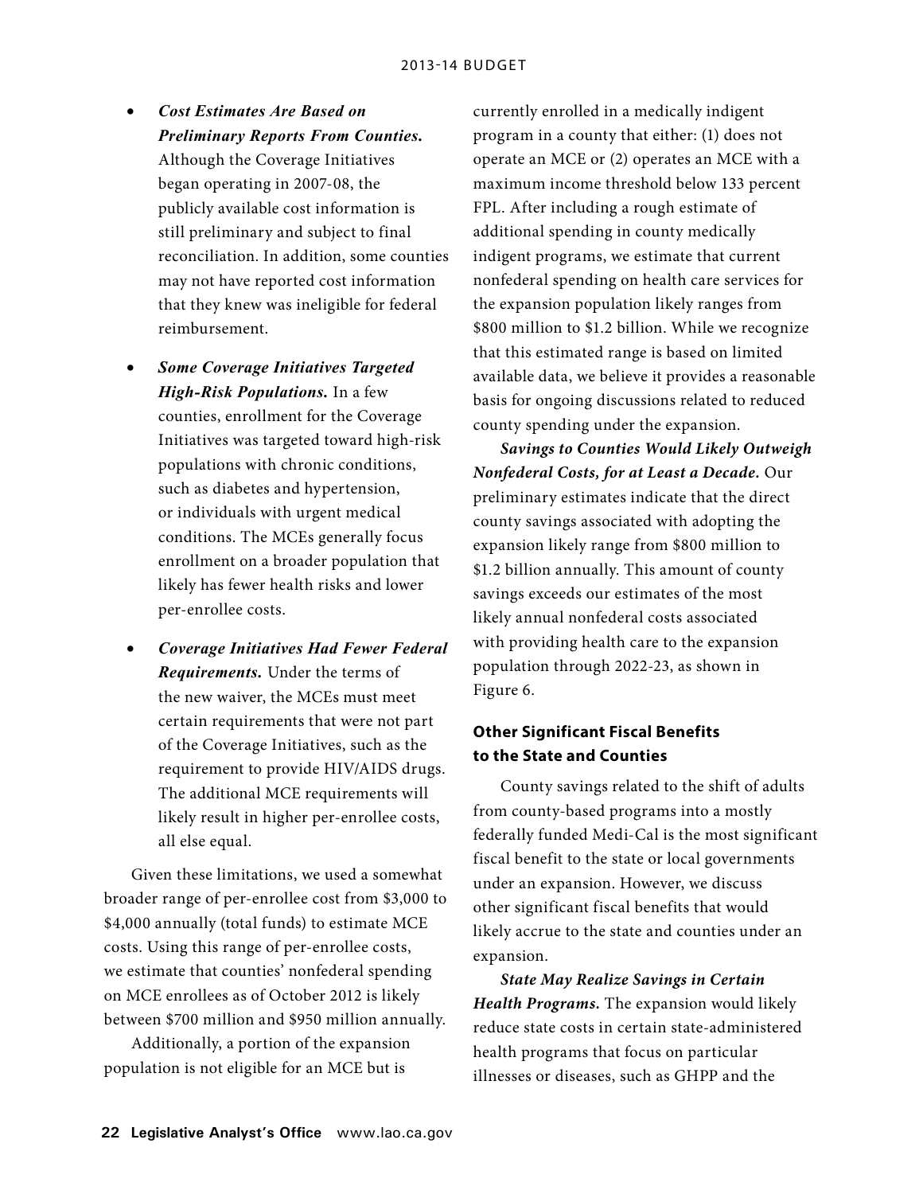- ***Cost Estimates Are Based on Preliminary Reports From Counties.*** Although the Coverage Initiatives began operating in 2007-08, the publicly available cost information is still preliminary and subject to final reconciliation. In addition, some counties may not have reported cost information that they knew was ineligible for federal reimbursement.

- ***Some Coverage Initiatives Targeted High-Risk Populations.*** In a few counties, enrollment for the Coverage Initiatives was targeted toward high-risk populations with chronic conditions, such as diabetes and hypertension, or individuals with urgent medical conditions. The MCEs generally focus enrollment on a broader population that likely has fewer health risks and lower per-enrollee costs.

- ***Coverage Initiatives Had Fewer Federal Requirements.*** Under the terms of the new waiver, the MCEs must meet certain requirements that were not part of the Coverage Initiatives, such as the requirement to provide HIV/AIDS drugs. The additional MCE requirements will likely result in higher per-enrollee costs, all else equal.

Given these limitations, we used a somewhat broader range of per-enrollee cost from $3,000 to $4,000 annually (total funds) to estimate MCE costs. Using this range of per-enrollee costs, we estimate that counties' nonfederal spending on MCE enrollees as of October 2012 is likely between $700 million and $950 million annually.

Additionally, a portion of the expansion population is not eligible for an MCE but is currently enrolled in a medically indigent program in a county that either: (1) does not operate an MCE or (2) operates an MCE with a maximum income threshold below 133 percent FPL. After including a rough estimate of additional spending in county medically indigent programs, we estimate that current nonfederal spending on health care services for the expansion population likely ranges from $800 million to $1.2 billion. While we recognize that this estimated range is based on limited available data, we believe it provides a reasonable basis for ongoing discussions related to reduced county spending under the expansion.

***Savings to Counties Would Likely Outweigh Nonfederal Costs, for at Least a Decade.*** Our preliminary estimates indicate that the direct county savings associated with adopting the expansion likely range from $800 million to $1.2 billion annually. This amount of county savings exceeds our estimates of the most likely annual nonfederal costs associated with providing health care to the expansion population through 2022-23, as shown in Figure 6.

### Other Significant Fiscal Benefits to the State and Counties

County savings related to the shift of adults from county-based programs into a mostly federally funded Medi-Cal is the most significant fiscal benefit to the state or local governments under an expansion. However, we discuss other significant fiscal benefits that would likely accrue to the state and counties under an expansion.

***State May Realize Savings in Certain Health Programs.*** The expansion would likely reduce state costs in certain state-administered health programs that focus on particular illnesses or diseases, such as GHPP and the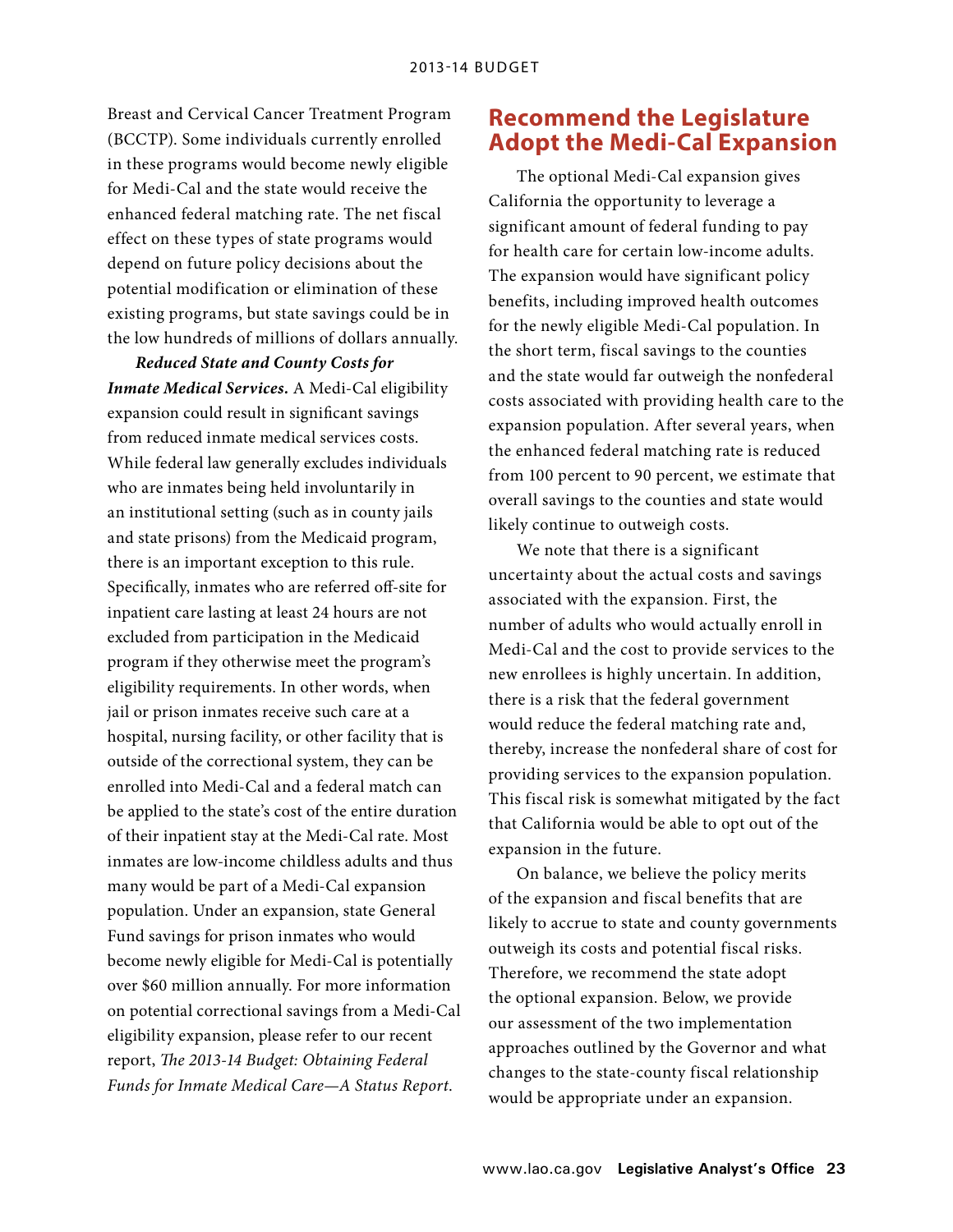Breast and Cervical Cancer Treatment Program (BCCTP). Some individuals currently enrolled in these programs would become newly eligible for Medi-Cal and the state would receive the enhanced federal matching rate. The net fiscal effect on these types of state programs would depend on future policy decisions about the potential modification or elimination of these existing programs, but state savings could be in the low hundreds of millions of dollars annually.

***Reduced State and County Costs for Inmate Medical Services.*** A Medi-Cal eligibility expansion could result in significant savings from reduced inmate medical services costs. While federal law generally excludes individuals who are inmates being held involuntarily in an institutional setting (such as in county jails and state prisons) from the Medicaid program, there is an important exception to this rule. Specifically, inmates who are referred off-site for inpatient care lasting at least 24 hours are not excluded from participation in the Medicaid program if they otherwise meet the program's eligibility requirements. In other words, when jail or prison inmates receive such care at a hospital, nursing facility, or other facility that is outside of the correctional system, they can be enrolled into Medi-Cal and a federal match can be applied to the state's cost of the entire duration of their inpatient stay at the Medi-Cal rate. Most inmates are low-income childless adults and thus many would be part of a Medi-Cal expansion population. Under an expansion, state General Fund savings for prison inmates who would become newly eligible for Medi-Cal is potentially over $60 million annually. For more information on potential correctional savings from a Medi-Cal eligibility expansion, please refer to our recent report, *The 2013-14 Budget: Obtaining Federal Funds for Inmate Medical Care—A Status Report*.

## Recommend the Legislature Adopt the Medi-Cal Expansion

The optional Medi-Cal expansion gives California the opportunity to leverage a significant amount of federal funding to pay for health care for certain low-income adults. The expansion would have significant policy benefits, including improved health outcomes for the newly eligible Medi-Cal population. In the short term, fiscal savings to the counties and the state would far outweigh the nonfederal costs associated with providing health care to the expansion population. After several years, when the enhanced federal matching rate is reduced from 100 percent to 90 percent, we estimate that overall savings to the counties and state would likely continue to outweigh costs.

We note that there is a significant uncertainty about the actual costs and savings associated with the expansion. First, the number of adults who would actually enroll in Medi-Cal and the cost to provide services to the new enrollees is highly uncertain. In addition, there is a risk that the federal government would reduce the federal matching rate and, thereby, increase the nonfederal share of cost for providing services to the expansion population. This fiscal risk is somewhat mitigated by the fact that California would be able to opt out of the expansion in the future.

On balance, we believe the policy merits of the expansion and fiscal benefits that are likely to accrue to state and county governments outweigh its costs and potential fiscal risks. Therefore, we recommend the state adopt the optional expansion. Below, we provide our assessment of the two implementation approaches outlined by the Governor and what changes to the state-county fiscal relationship would be appropriate under an expansion.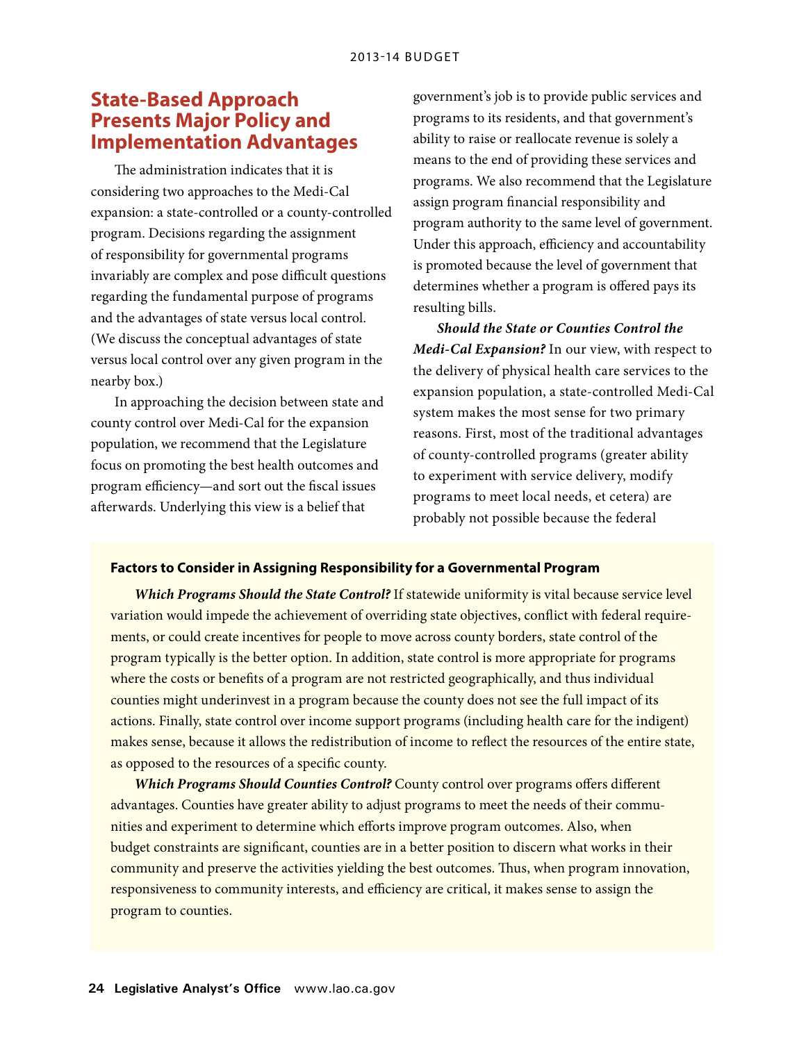## State-Based Approach Presents Major Policy and Implementation Advantages

The administration indicates that it is considering two approaches to the Medi-Cal expansion: a state-controlled or a county-controlled program. Decisions regarding the assignment of responsibility for governmental programs invariably are complex and pose difficult questions regarding the fundamental purpose of programs and the advantages of state versus local control. (We discuss the conceptual advantages of state versus local control over any given program in the nearby box.)

In approaching the decision between state and county control over Medi-Cal for the expansion population, we recommend that the Legislature focus on promoting the best health outcomes and program efficiency—and sort out the fiscal issues afterwards. Underlying this view is a belief that government's job is to provide public services and programs to its residents, and that government's ability to raise or reallocate revenue is solely a means to the end of providing these services and programs. We also recommend that the Legislature assign program financial responsibility and program authority to the same level of government. Under this approach, efficiency and accountability is promoted because the level of government that determines whether a program is offered pays its resulting bills.

***Should the State or Counties Control the Medi-Cal Expansion?*** In our view, with respect to the delivery of physical health care services to the expansion population, a state-controlled Medi-Cal system makes the most sense for two primary reasons. First, most of the traditional advantages of county-controlled programs (greater ability to experiment with service delivery, modify programs to meet local needs, et cetera) are probably not possible because the federal

---

**Factors to Consider in Assigning Responsibility for a Governmental Program**

***Which Programs Should the State Control?*** If statewide uniformity is vital because service level variation would impede the achievement of overriding state objectives, conflict with federal requirements, or could create incentives for people to move across county borders, state control of the program typically is the better option. In addition, state control is more appropriate for programs where the costs or benefits of a program are not restricted geographically, and thus individual counties might underinvest in a program because the county does not see the full impact of its actions. Finally, state control over income support programs (including health care for the indigent) makes sense, because it allows the redistribution of income to reflect the resources of the entire state, as opposed to the resources of a specific county.

***Which Programs Should Counties Control?*** County control over programs offers different advantages. Counties have greater ability to adjust programs to meet the needs of their communities and experiment to determine which efforts improve program outcomes. Also, when budget constraints are significant, counties are in a better position to discern what works in their community and preserve the activities yielding the best outcomes. Thus, when program innovation, responsiveness to community interests, and efficiency are critical, it makes sense to assign the program to counties.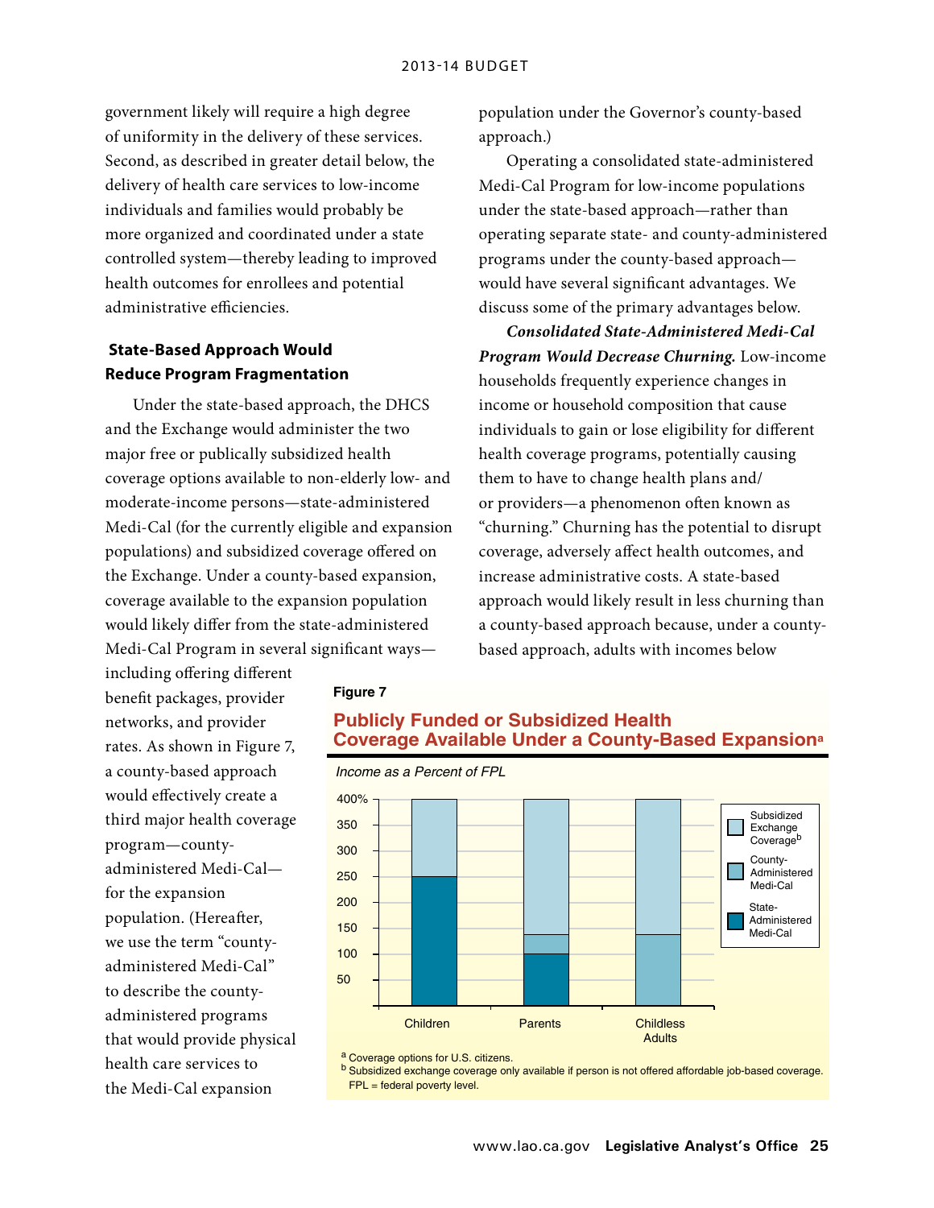government likely will require a high degree of uniformity in the delivery of these services. Second, as described in greater detail below, the delivery of health care services to low-income individuals and families would probably be more organized and coordinated under a state controlled system—thereby leading to improved health outcomes for enrollees and potential administrative efficiencies.

### State-Based Approach Would Reduce Program Fragmentation

Under the state-based approach, the DHCS and the Exchange would administer the two major free or publically subsidized health coverage options available to non-elderly low- and moderate-income persons—state-administered Medi-Cal (for the currently eligible and expansion populations) and subsidized coverage offered on the Exchange. Under a county-based expansion, coverage available to the expansion population would likely differ from the state-administered Medi-Cal Program in several significant ways—including offering different benefit packages, provider networks, and provider rates. As shown in Figure 7, a county-based approach would effectively create a third major health coverage program—county-administered Medi-Cal—for the expansion population. (Hereafter, we use the term "county-administered Medi-Cal" to describe the county-administered programs that would provide physical health care services to the Medi-Cal expansion population under the Governor's county-based approach.)

Operating a consolidated state-administered Medi-Cal Program for low-income populations under the state-based approach—rather than operating separate state- and county-administered programs under the county-based approach—would have several significant advantages. We discuss some of the primary advantages below.

***Consolidated State-Administered Medi-Cal Program Would Decrease Churning.*** Low-income households frequently experience changes in income or household composition that cause individuals to gain or lose eligibility for different health coverage programs, potentially causing them to have to change health plans and/or providers—a phenomenon often known as "churning." Churning has the potential to disrupt coverage, adversely affect health outcomes, and increase administrative costs. A state-based approach would likely result in less churning than a county-based approach because, under a county-based approach, adults with incomes below

**Figure 7**

**Publicly Funded or Subsidized Health Coverage Available Under a County-Based Expansion**[a]

*Income as a Percent of FPL*

| | State-Administered Medi-Cal | County-Administered Medi-Cal | Subsidized Exchange Coverage[b] |
|---|---|---|---|
| Children | 0–250% | — | 250–400% |
| Parents | 0–100% | 100–138% | 138–400% |
| Childless Adults | — | 0–138% | 138–400% |

[a] Coverage options for U.S. citizens.

[b] Subsidized exchange coverage only available if person is not offered affordable job-based coverage.

FPL = federal poverty level.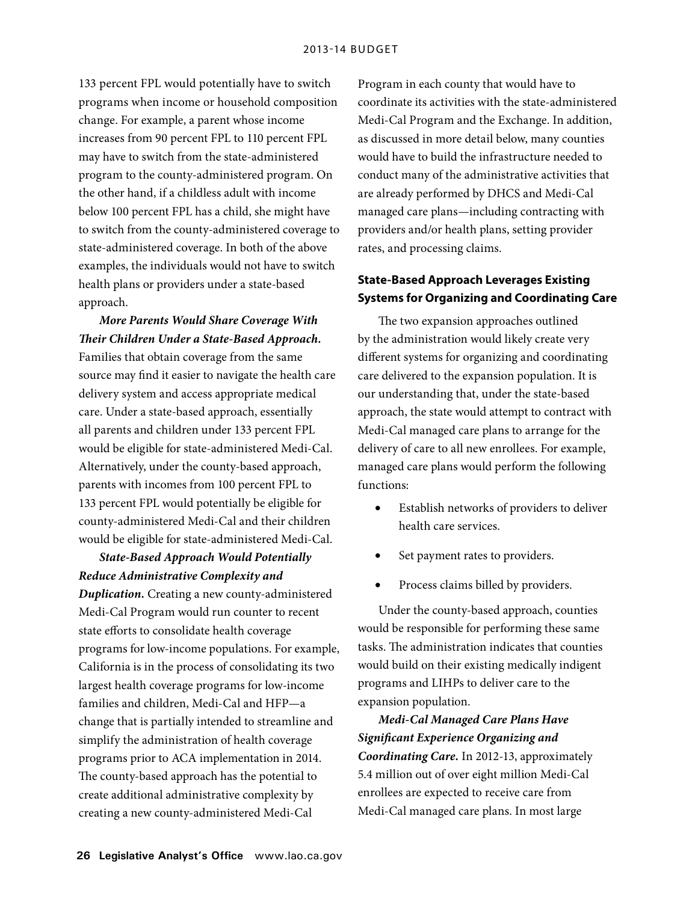133 percent FPL would potentially have to switch programs when income or household composition change. For example, a parent whose income increases from 90 percent FPL to 110 percent FPL may have to switch from the state-administered program to the county-administered program. On the other hand, if a childless adult with income below 100 percent FPL has a child, she might have to switch from the county-administered coverage to state-administered coverage. In both of the above examples, the individuals would not have to switch health plans or providers under a state-based approach.

***More Parents Would Share Coverage With Their Children Under a State-Based Approach.*** Families that obtain coverage from the same source may find it easier to navigate the health care delivery system and access appropriate medical care. Under a state-based approach, essentially all parents and children under 133 percent FPL would be eligible for state-administered Medi-Cal. Alternatively, under the county-based approach, parents with incomes from 100 percent FPL to 133 percent FPL would potentially be eligible for county-administered Medi-Cal and their children would be eligible for state-administered Medi-Cal.

***State-Based Approach Would Potentially Reduce Administrative Complexity and Duplication.*** Creating a new county-administered Medi-Cal Program would run counter to recent state efforts to consolidate health coverage programs for low-income populations. For example, California is in the process of consolidating its two largest health coverage programs for low-income families and children, Medi-Cal and HFP—a change that is partially intended to streamline and simplify the administration of health coverage programs prior to ACA implementation in 2014. The county-based approach has the potential to create additional administrative complexity by creating a new county-administered Medi-Cal Program in each county that would have to coordinate its activities with the state-administered Medi-Cal Program and the Exchange. In addition, as discussed in more detail below, many counties would have to build the infrastructure needed to conduct many of the administrative activities that are already performed by DHCS and Medi-Cal managed care plans—including contracting with providers and/or health plans, setting provider rates, and processing claims.

### State-Based Approach Leverages Existing Systems for Organizing and Coordinating Care

The two expansion approaches outlined by the administration would likely create very different systems for organizing and coordinating care delivered to the expansion population. It is our understanding that, under the state-based approach, the state would attempt to contract with Medi-Cal managed care plans to arrange for the delivery of care to all new enrollees. For example, managed care plans would perform the following functions:

- Establish networks of providers to deliver health care services.
- Set payment rates to providers.
- Process claims billed by providers.

Under the county-based approach, counties would be responsible for performing these same tasks. The administration indicates that counties would build on their existing medically indigent programs and LIHPs to deliver care to the expansion population.

***Medi-Cal Managed Care Plans Have Significant Experience Organizing and Coordinating Care.*** In 2012-13, approximately 5.4 million out of over eight million Medi-Cal enrollees are expected to receive care from Medi-Cal managed care plans. In most large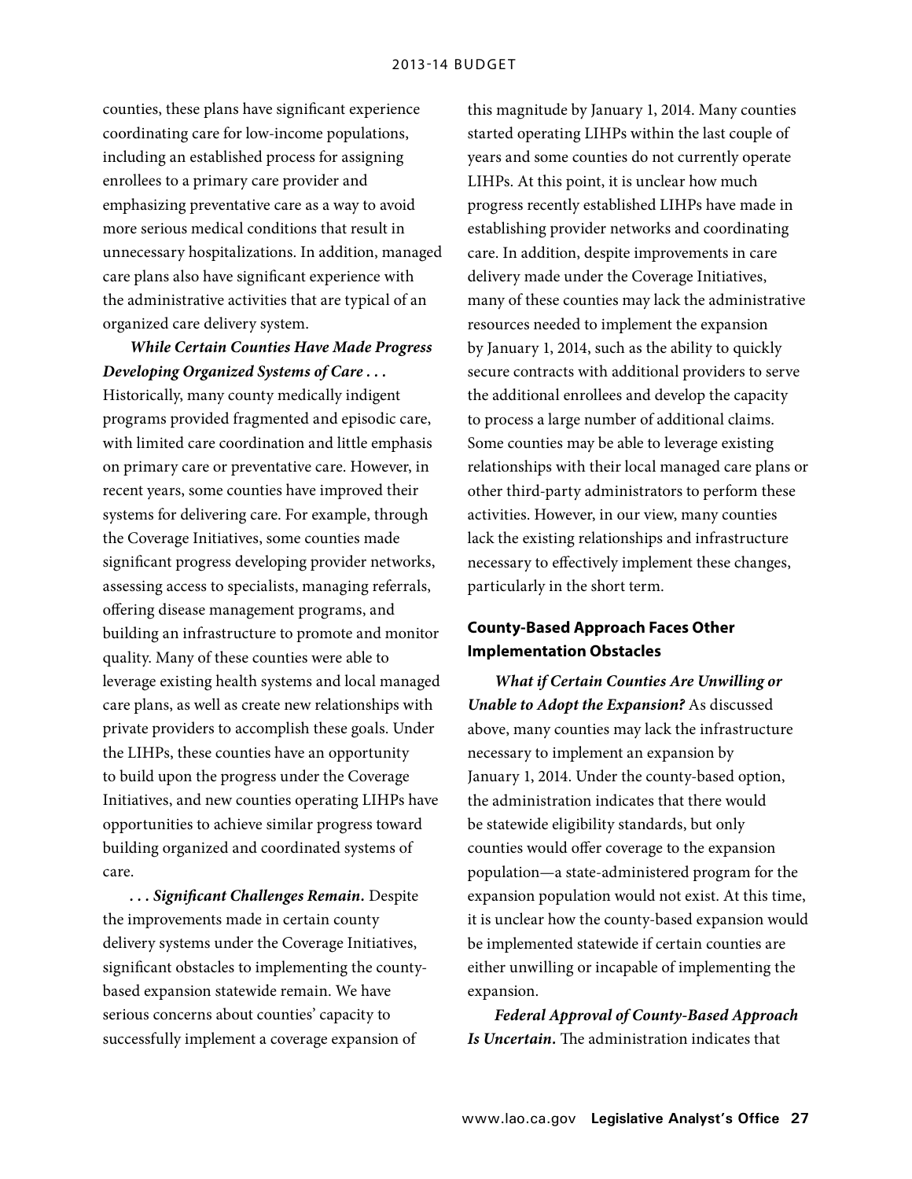counties, these plans have significant experience coordinating care for low-income populations, including an established process for assigning enrollees to a primary care provider and emphasizing preventative care as a way to avoid more serious medical conditions that result in unnecessary hospitalizations. In addition, managed care plans also have significant experience with the administrative activities that are typical of an organized care delivery system.

***While Certain Counties Have Made Progress Developing Organized Systems of Care . . .*** Historically, many county medically indigent programs provided fragmented and episodic care, with limited care coordination and little emphasis on primary care or preventative care. However, in recent years, some counties have improved their systems for delivering care. For example, through the Coverage Initiatives, some counties made significant progress developing provider networks, assessing access to specialists, managing referrals, offering disease management programs, and building an infrastructure to promote and monitor quality. Many of these counties were able to leverage existing health systems and local managed care plans, as well as create new relationships with private providers to accomplish these goals. Under the LIHPs, these counties have an opportunity to build upon the progress under the Coverage Initiatives, and new counties operating LIHPs have opportunities to achieve similar progress toward building organized and coordinated systems of care.

***. . . Significant Challenges Remain.*** Despite the improvements made in certain county delivery systems under the Coverage Initiatives, significant obstacles to implementing the county-based expansion statewide remain. We have serious concerns about counties' capacity to successfully implement a coverage expansion of this magnitude by January 1, 2014. Many counties started operating LIHPs within the last couple of years and some counties do not currently operate LIHPs. At this point, it is unclear how much progress recently established LIHPs have made in establishing provider networks and coordinating care. In addition, despite improvements in care delivery made under the Coverage Initiatives, many of these counties may lack the administrative resources needed to implement the expansion by January 1, 2014, such as the ability to quickly secure contracts with additional providers to serve the additional enrollees and develop the capacity to process a large number of additional claims. Some counties may be able to leverage existing relationships with their local managed care plans or other third-party administrators to perform these activities. However, in our view, many counties lack the existing relationships and infrastructure necessary to effectively implement these changes, particularly in the short term.

## County-Based Approach Faces Other Implementation Obstacles

***What if Certain Counties Are Unwilling or Unable to Adopt the Expansion?*** As discussed above, many counties may lack the infrastructure necessary to implement an expansion by January 1, 2014. Under the county-based option, the administration indicates that there would be statewide eligibility standards, but only counties would offer coverage to the expansion population—a state-administered program for the expansion population would not exist. At this time, it is unclear how the county-based expansion would be implemented statewide if certain counties are either unwilling or incapable of implementing the expansion.

***Federal Approval of County-Based Approach Is Uncertain.*** The administration indicates that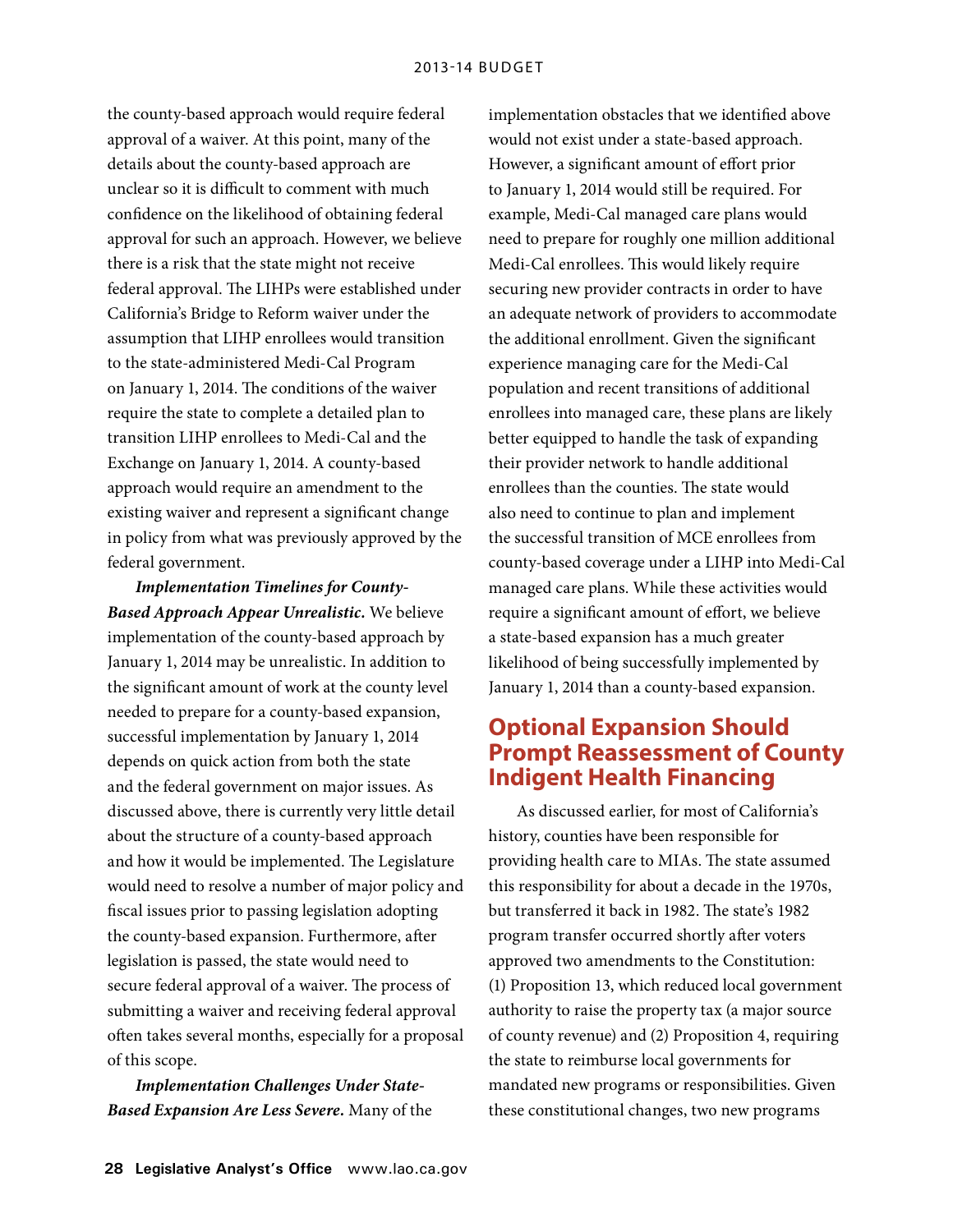the county-based approach would require federal approval of a waiver. At this point, many of the details about the county-based approach are unclear so it is difficult to comment with much confidence on the likelihood of obtaining federal approval for such an approach. However, we believe there is a risk that the state might not receive federal approval. The LIHPs were established under California's Bridge to Reform waiver under the assumption that LIHP enrollees would transition to the state-administered Medi-Cal Program on January 1, 2014. The conditions of the waiver require the state to complete a detailed plan to transition LIHP enrollees to Medi-Cal and the Exchange on January 1, 2014. A county-based approach would require an amendment to the existing waiver and represent a significant change in policy from what was previously approved by the federal government.

***Implementation Timelines for County-Based Approach Appear Unrealistic.*** We believe implementation of the county-based approach by January 1, 2014 may be unrealistic. In addition to the significant amount of work at the county level needed to prepare for a county-based expansion, successful implementation by January 1, 2014 depends on quick action from both the state and the federal government on major issues. As discussed above, there is currently very little detail about the structure of a county-based approach and how it would be implemented. The Legislature would need to resolve a number of major policy and fiscal issues prior to passing legislation adopting the county-based expansion. Furthermore, after legislation is passed, the state would need to secure federal approval of a waiver. The process of submitting a waiver and receiving federal approval often takes several months, especially for a proposal of this scope.

***Implementation Challenges Under State-Based Expansion Are Less Severe.*** Many of the implementation obstacles that we identified above would not exist under a state-based approach. However, a significant amount of effort prior to January 1, 2014 would still be required. For example, Medi-Cal managed care plans would need to prepare for roughly one million additional Medi-Cal enrollees. This would likely require securing new provider contracts in order to have an adequate network of providers to accommodate the additional enrollment. Given the significant experience managing care for the Medi-Cal population and recent transitions of additional enrollees into managed care, these plans are likely better equipped to handle the task of expanding their provider network to handle additional enrollees than the counties. The state would also need to continue to plan and implement the successful transition of MCE enrollees from county-based coverage under a LIHP into Medi-Cal managed care plans. While these activities would require a significant amount of effort, we believe a state-based expansion has a much greater likelihood of being successfully implemented by January 1, 2014 than a county-based expansion.

## Optional Expansion Should Prompt Reassessment of County Indigent Health Financing

As discussed earlier, for most of California's history, counties have been responsible for providing health care to MIAs. The state assumed this responsibility for about a decade in the 1970s, but transferred it back in 1982. The state's 1982 program transfer occurred shortly after voters approved two amendments to the Constitution: (1) Proposition 13, which reduced local government authority to raise the property tax (a major source of county revenue) and (2) Proposition 4, requiring the state to reimburse local governments for mandated new programs or responsibilities. Given these constitutional changes, two new programs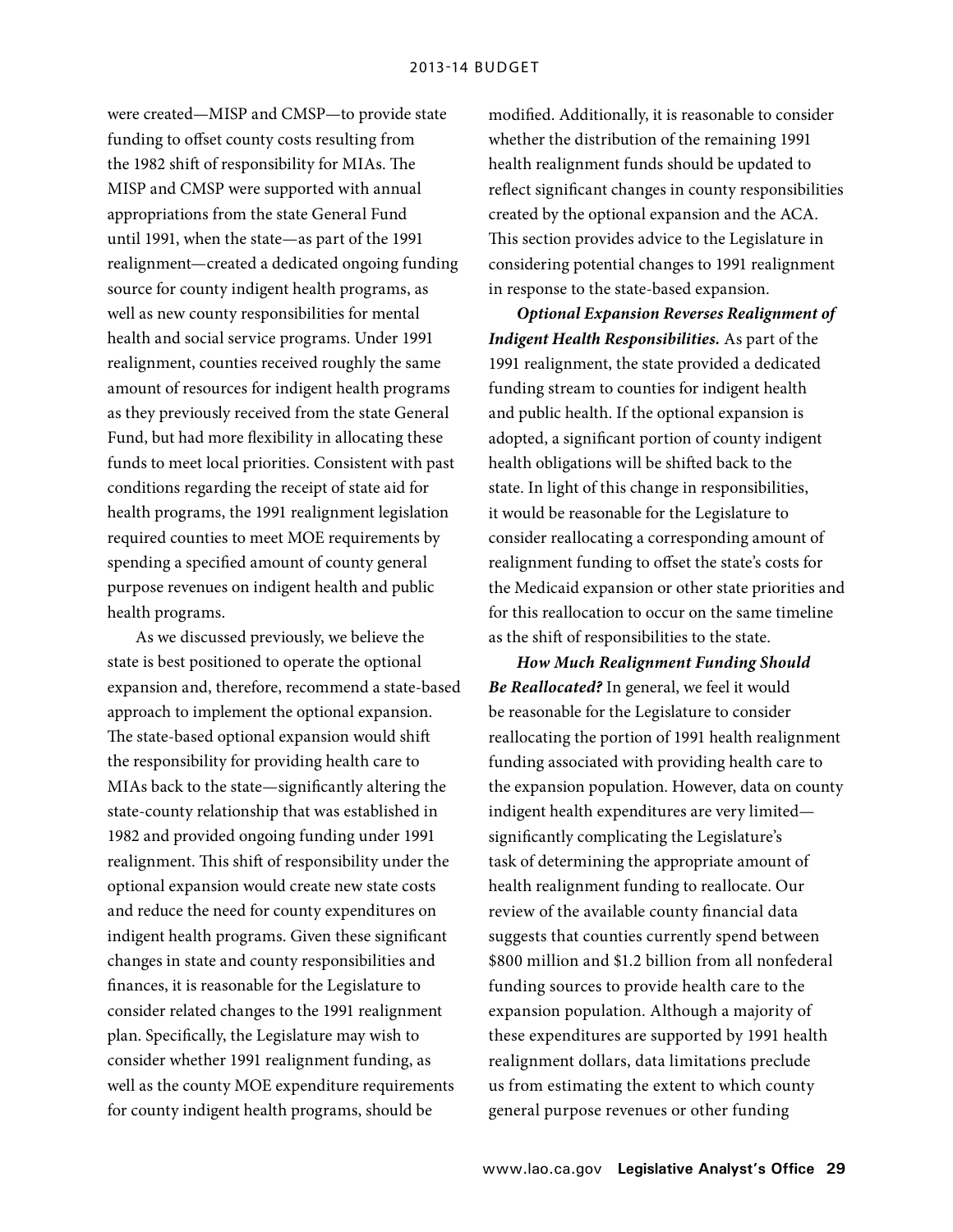were created—MISP and CMSP—to provide state funding to offset county costs resulting from the 1982 shift of responsibility for MIAs. The MISP and CMSP were supported with annual appropriations from the state General Fund until 1991, when the state—as part of the 1991 realignment—created a dedicated ongoing funding source for county indigent health programs, as well as new county responsibilities for mental health and social service programs. Under 1991 realignment, counties received roughly the same amount of resources for indigent health programs as they previously received from the state General Fund, but had more flexibility in allocating these funds to meet local priorities. Consistent with past conditions regarding the receipt of state aid for health programs, the 1991 realignment legislation required counties to meet MOE requirements by spending a specified amount of county general purpose revenues on indigent health and public health programs.

As we discussed previously, we believe the state is best positioned to operate the optional expansion and, therefore, recommend a state-based approach to implement the optional expansion. The state-based optional expansion would shift the responsibility for providing health care to MIAs back to the state—significantly altering the state-county relationship that was established in 1982 and provided ongoing funding under 1991 realignment. This shift of responsibility under the optional expansion would create new state costs and reduce the need for county expenditures on indigent health programs. Given these significant changes in state and county responsibilities and finances, it is reasonable for the Legislature to consider related changes to the 1991 realignment plan. Specifically, the Legislature may wish to consider whether 1991 realignment funding, as well as the county MOE expenditure requirements for county indigent health programs, should be modified. Additionally, it is reasonable to consider whether the distribution of the remaining 1991 health realignment funds should be updated to reflect significant changes in county responsibilities created by the optional expansion and the ACA. This section provides advice to the Legislature in considering potential changes to 1991 realignment in response to the state-based expansion.

***Optional Expansion Reverses Realignment of Indigent Health Responsibilities.*** As part of the 1991 realignment, the state provided a dedicated funding stream to counties for indigent health and public health. If the optional expansion is adopted, a significant portion of county indigent health obligations will be shifted back to the state. In light of this change in responsibilities, it would be reasonable for the Legislature to consider reallocating a corresponding amount of realignment funding to offset the state's costs for the Medicaid expansion or other state priorities and for this reallocation to occur on the same timeline as the shift of responsibilities to the state.

***How Much Realignment Funding Should Be Reallocated?*** In general, we feel it would be reasonable for the Legislature to consider reallocating the portion of 1991 health realignment funding associated with providing health care to the expansion population. However, data on county indigent health expenditures are very limited—significantly complicating the Legislature's task of determining the appropriate amount of health realignment funding to reallocate. Our review of the available county financial data suggests that counties currently spend between $800 million and $1.2 billion from all nonfederal funding sources to provide health care to the expansion population. Although a majority of these expenditures are supported by 1991 health realignment dollars, data limitations preclude us from estimating the extent to which county general purpose revenues or other funding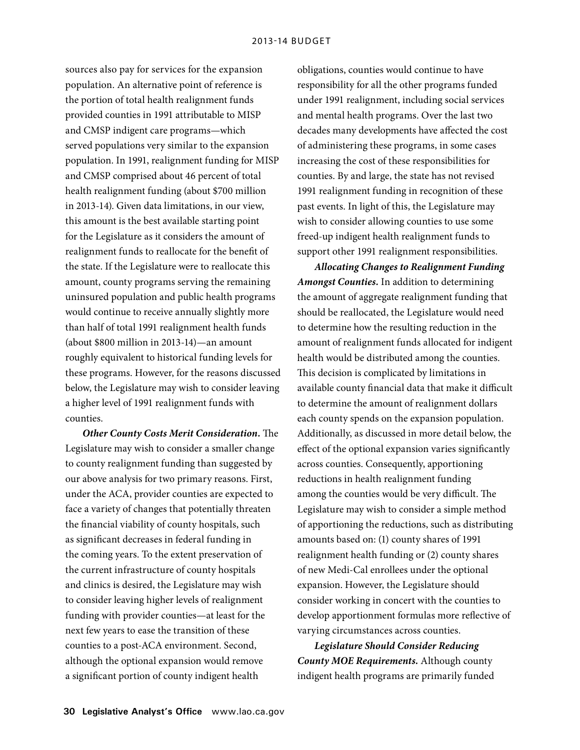sources also pay for services for the expansion population. An alternative point of reference is the portion of total health realignment funds provided counties in 1991 attributable to MISP and CMSP indigent care programs—which served populations very similar to the expansion population. In 1991, realignment funding for MISP and CMSP comprised about 46 percent of total health realignment funding (about $700 million in 2013-14). Given data limitations, in our view, this amount is the best available starting point for the Legislature as it considers the amount of realignment funds to reallocate for the benefit of the state. If the Legislature were to reallocate this amount, county programs serving the remaining uninsured population and public health programs would continue to receive annually slightly more than half of total 1991 realignment health funds (about $800 million in 2013-14)—an amount roughly equivalent to historical funding levels for these programs. However, for the reasons discussed below, the Legislature may wish to consider leaving a higher level of 1991 realignment funds with counties.

***Other County Costs Merit Consideration.*** The Legislature may wish to consider a smaller change to county realignment funding than suggested by our above analysis for two primary reasons. First, under the ACA, provider counties are expected to face a variety of changes that potentially threaten the financial viability of county hospitals, such as significant decreases in federal funding in the coming years. To the extent preservation of the current infrastructure of county hospitals and clinics is desired, the Legislature may wish to consider leaving higher levels of realignment funding with provider counties—at least for the next few years to ease the transition of these counties to a post-ACA environment. Second, although the optional expansion would remove a significant portion of county indigent health obligations, counties would continue to have responsibility for all the other programs funded under 1991 realignment, including social services and mental health programs. Over the last two decades many developments have affected the cost of administering these programs, in some cases increasing the cost of these responsibilities for counties. By and large, the state has not revised 1991 realignment funding in recognition of these past events. In light of this, the Legislature may wish to consider allowing counties to use some freed-up indigent health realignment funds to support other 1991 realignment responsibilities.

***Allocating Changes to Realignment Funding Amongst Counties.*** In addition to determining the amount of aggregate realignment funding that should be reallocated, the Legislature would need to determine how the resulting reduction in the amount of realignment funds allocated for indigent health would be distributed among the counties. This decision is complicated by limitations in available county financial data that make it difficult to determine the amount of realignment dollars each county spends on the expansion population. Additionally, as discussed in more detail below, the effect of the optional expansion varies significantly across counties. Consequently, apportioning reductions in health realignment funding among the counties would be very difficult. The Legislature may wish to consider a simple method of apportioning the reductions, such as distributing amounts based on: (1) county shares of 1991 realignment health funding or (2) county shares of new Medi-Cal enrollees under the optional expansion. However, the Legislature should consider working in concert with the counties to develop apportionment formulas more reflective of varying circumstances across counties.

***Legislature Should Consider Reducing County MOE Requirements.*** Although county indigent health programs are primarily funded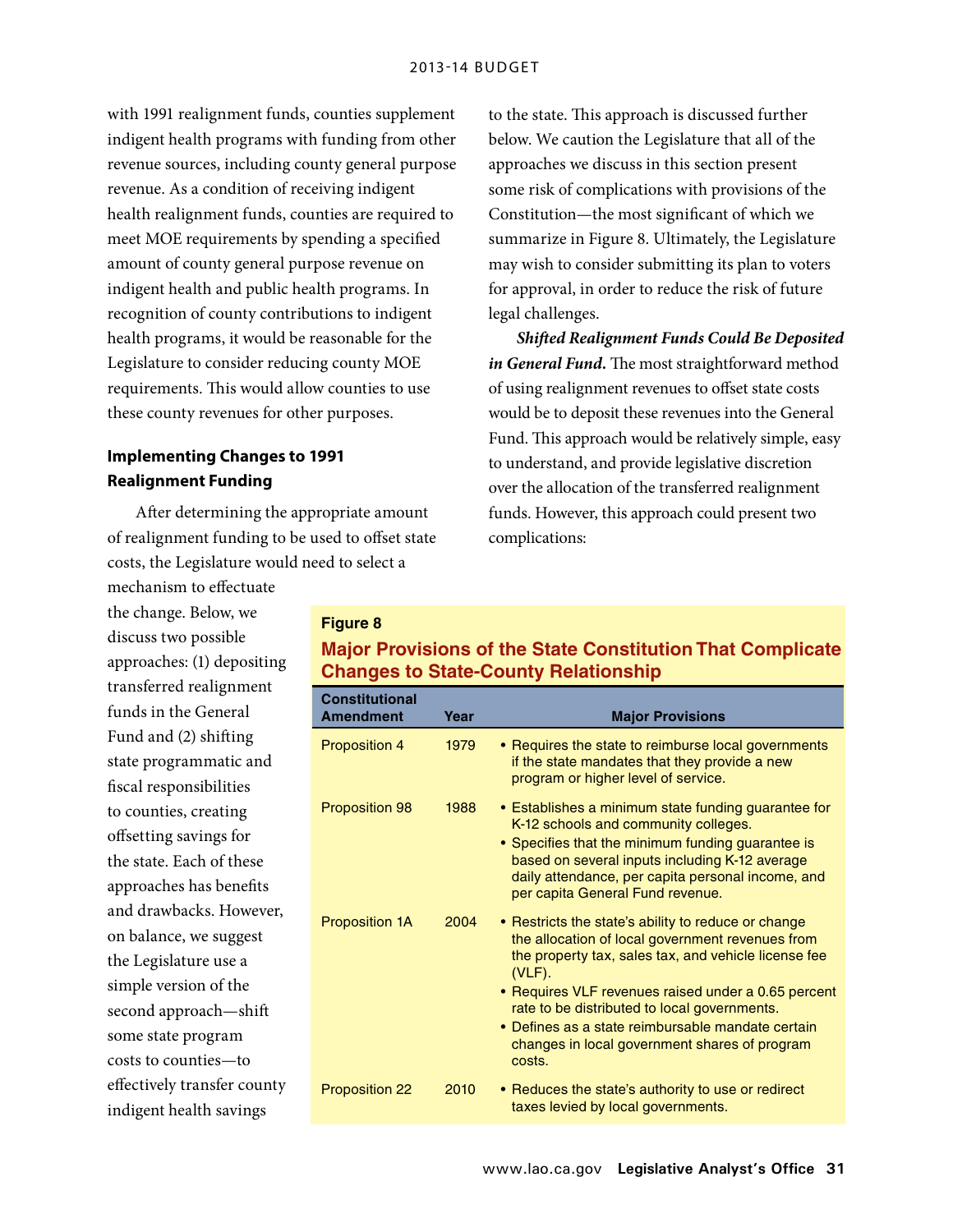with 1991 realignment funds, counties supplement indigent health programs with funding from other revenue sources, including county general purpose revenue. As a condition of receiving indigent health realignment funds, counties are required to meet MOE requirements by spending a specified amount of county general purpose revenue on indigent health and public health programs. In recognition of county contributions to indigent health programs, it would be reasonable for the Legislature to consider reducing county MOE requirements. This would allow counties to use these county revenues for other purposes.

### Implementing Changes to 1991 Realignment Funding

After determining the appropriate amount of realignment funding to be used to offset state costs, the Legislature would need to select a mechanism to effectuate the change. Below, we discuss two possible approaches: (1) depositing transferred realignment funds in the General Fund and (2) shifting state programmatic and fiscal responsibilities to counties, creating offsetting savings for the state. Each of these approaches has benefits and drawbacks. However, on balance, we suggest the Legislature use a simple version of the second approach—shift some state program costs to counties—to effectively transfer county indigent health savings to the state. This approach is discussed further below. We caution the Legislature that all of the approaches we discuss in this section present some risk of complications with provisions of the Constitution—the most significant of which we summarize in Figure 8. Ultimately, the Legislature may wish to consider submitting its plan to voters for approval, in order to reduce the risk of future legal challenges.

***Shifted Realignment Funds Could Be Deposited in General Fund.*** The most straightforward method of using realignment revenues to offset state costs would be to deposit these revenues into the General Fund. This approach would be relatively simple, easy to understand, and provide legislative discretion over the allocation of the transferred realignment funds. However, this approach could present two complications:

**Figure 8**

**Major Provisions of the State Constitution That Complicate Changes to State-County Relationship**

| Constitutional Amendment | Year | Major Provisions |
|---|---|---|
| Proposition 4 | 1979 | • Requires the state to reimburse local governments if the state mandates that they provide a new program or higher level of service. |
| Proposition 98 | 1988 | • Establishes a minimum state funding guarantee for K-12 schools and community colleges.<br>• Specifies that the minimum funding guarantee is based on several inputs including K-12 average daily attendance, per capita personal income, and per capita General Fund revenue. |
| Proposition 1A | 2004 | • Restricts the state's ability to reduce or change the allocation of local government revenues from the property tax, sales tax, and vehicle license fee (VLF).<br>• Requires VLF revenues raised under a 0.65 percent rate to be distributed to local governments.<br>• Defines as a state reimbursable mandate certain changes in local government shares of program costs. |
| Proposition 22 | 2010 | • Reduces the state's authority to use or redirect taxes levied by local governments. |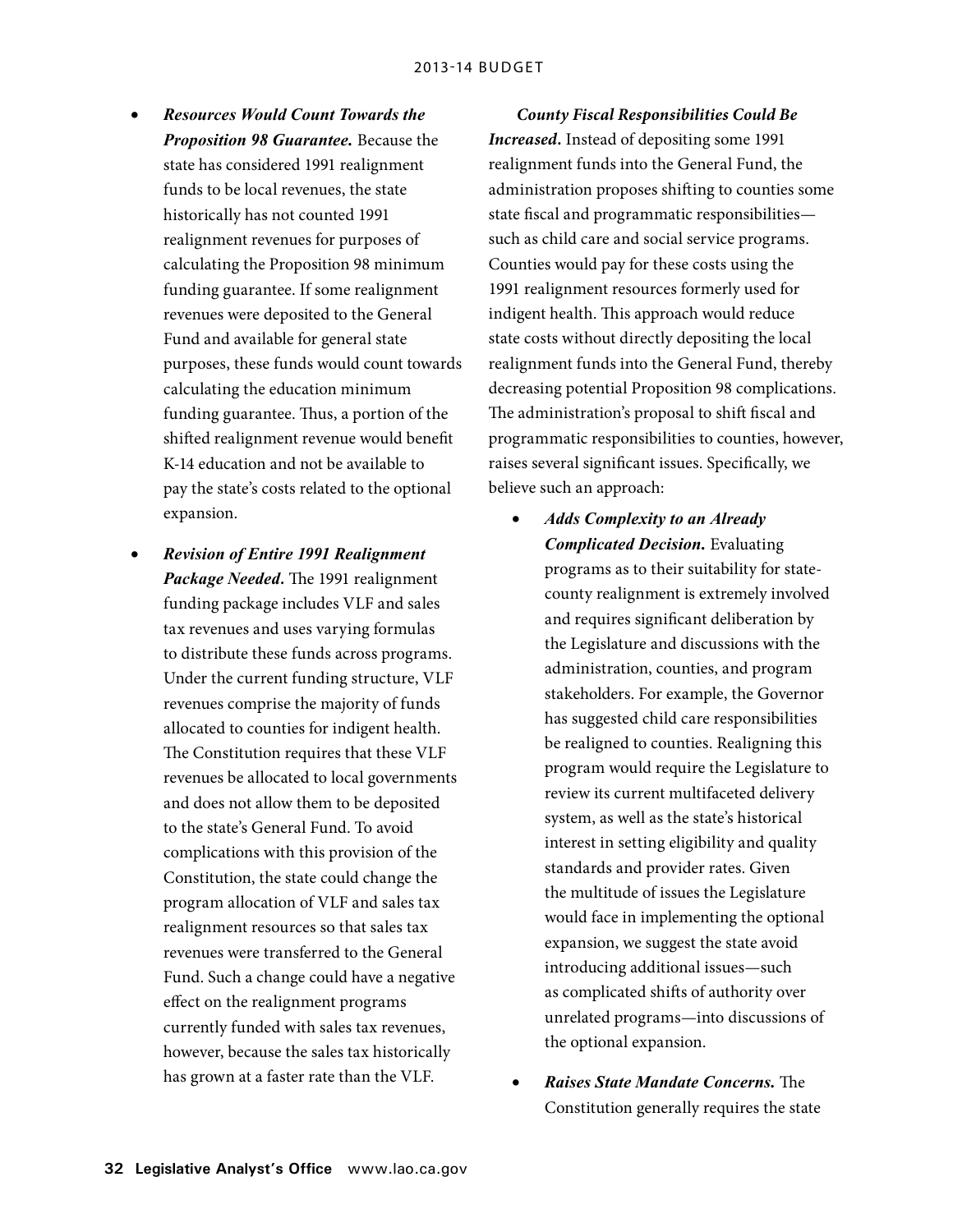- ***Resources Would Count Towards the Proposition 98 Guarantee.*** Because the state has considered 1991 realignment funds to be local revenues, the state historically has not counted 1991 realignment revenues for purposes of calculating the Proposition 98 minimum funding guarantee. If some realignment revenues were deposited to the General Fund and available for general state purposes, these funds would count towards calculating the education minimum funding guarantee. Thus, a portion of the shifted realignment revenue would benefit K-14 education and not be available to pay the state's costs related to the optional expansion.

- ***Revision of Entire 1991 Realignment Package Needed.*** The 1991 realignment funding package includes VLF and sales tax revenues and uses varying formulas to distribute these funds across programs. Under the current funding structure, VLF revenues comprise the majority of funds allocated to counties for indigent health. The Constitution requires that these VLF revenues be allocated to local governments and does not allow them to be deposited to the state's General Fund. To avoid complications with this provision of the Constitution, the state could change the program allocation of VLF and sales tax realignment resources so that sales tax revenues were transferred to the General Fund. Such a change could have a negative effect on the realignment programs currently funded with sales tax revenues, however, because the sales tax historically has grown at a faster rate than the VLF.

***County Fiscal Responsibilities Could Be Increased.*** Instead of depositing some 1991 realignment funds into the General Fund, the administration proposes shifting to counties some state fiscal and programmatic responsibilities—such as child care and social service programs. Counties would pay for these costs using the 1991 realignment resources formerly used for indigent health. This approach would reduce state costs without directly depositing the local realignment funds into the General Fund, thereby decreasing potential Proposition 98 complications. The administration's proposal to shift fiscal and programmatic responsibilities to counties, however, raises several significant issues. Specifically, we believe such an approach:

- ***Adds Complexity to an Already Complicated Decision.*** Evaluating programs as to their suitability for state-county realignment is extremely involved and requires significant deliberation by the Legislature and discussions with the administration, counties, and program stakeholders. For example, the Governor has suggested child care responsibilities be realigned to counties. Realigning this program would require the Legislature to review its current multifaceted delivery system, as well as the state's historical interest in setting eligibility and quality standards and provider rates. Given the multitude of issues the Legislature would face in implementing the optional expansion, we suggest the state avoid introducing additional issues—such as complicated shifts of authority over unrelated programs—into discussions of the optional expansion.

- ***Raises State Mandate Concerns.*** The Constitution generally requires the state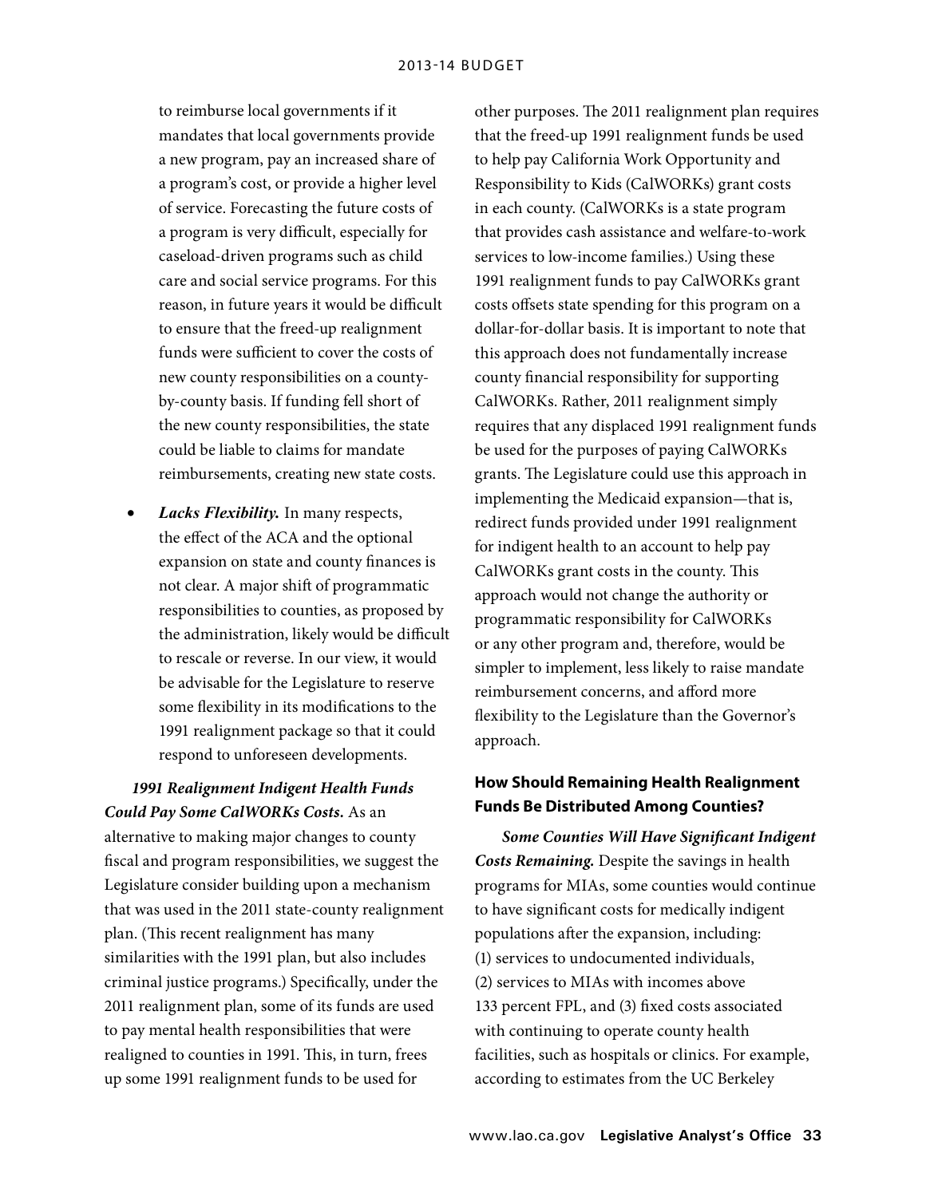to reimburse local governments if it mandates that local governments provide a new program, pay an increased share of a program's cost, or provide a higher level of service. Forecasting the future costs of a program is very difficult, especially for caseload-driven programs such as child care and social service programs. For this reason, in future years it would be difficult to ensure that the freed-up realignment funds were sufficient to cover the costs of new county responsibilities on a county-by-county basis. If funding fell short of the new county responsibilities, the state could be liable to claims for mandate reimbursements, creating new state costs.

- ***Lacks Flexibility.*** In many respects, the effect of the ACA and the optional expansion on state and county finances is not clear. A major shift of programmatic responsibilities to counties, as proposed by the administration, likely would be difficult to rescale or reverse. In our view, it would be advisable for the Legislature to reserve some flexibility in its modifications to the 1991 realignment package so that it could respond to unforeseen developments.

***1991 Realignment Indigent Health Funds Could Pay Some CalWORKs Costs.*** As an alternative to making major changes to county fiscal and program responsibilities, we suggest the Legislature consider building upon a mechanism that was used in the 2011 state-county realignment plan. (This recent realignment has many similarities with the 1991 plan, but also includes criminal justice programs.) Specifically, under the 2011 realignment plan, some of its funds are used to pay mental health responsibilities that were realigned to counties in 1991. This, in turn, frees up some 1991 realignment funds to be used for other purposes. The 2011 realignment plan requires that the freed-up 1991 realignment funds be used to help pay California Work Opportunity and Responsibility to Kids (CalWORKs) grant costs in each county. (CalWORKs is a state program that provides cash assistance and welfare-to-work services to low-income families.) Using these 1991 realignment funds to pay CalWORKs grant costs offsets state spending for this program on a dollar-for-dollar basis. It is important to note that this approach does not fundamentally increase county financial responsibility for supporting CalWORKs. Rather, 2011 realignment simply requires that any displaced 1991 realignment funds be used for the purposes of paying CalWORKs grants. The Legislature could use this approach in implementing the Medicaid expansion—that is, redirect funds provided under 1991 realignment for indigent health to an account to help pay CalWORKs grant costs in the county. This approach would not change the authority or programmatic responsibility for CalWORKs or any other program and, therefore, would be simpler to implement, less likely to raise mandate reimbursement concerns, and afford more flexibility to the Legislature than the Governor's approach.

### How Should Remaining Health Realignment Funds Be Distributed Among Counties?

***Some Counties Will Have Significant Indigent Costs Remaining.*** Despite the savings in health programs for MIAs, some counties would continue to have significant costs for medically indigent populations after the expansion, including: (1) services to undocumented individuals, (2) services to MIAs with incomes above 133 percent FPL, and (3) fixed costs associated with continuing to operate county health facilities, such as hospitals or clinics. For example, according to estimates from the UC Berkeley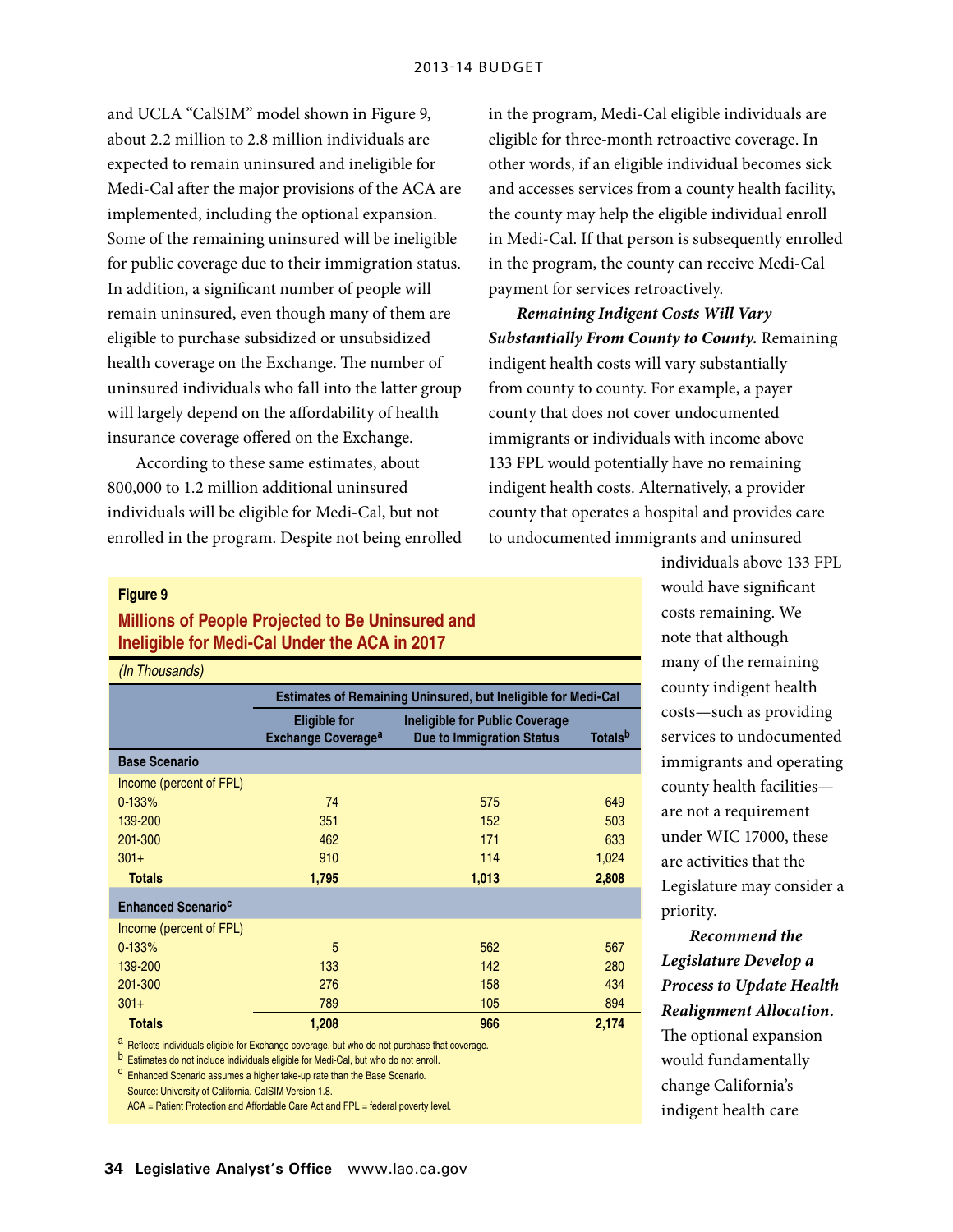and UCLA "CalSIM" model shown in Figure 9, about 2.2 million to 2.8 million individuals are expected to remain uninsured and ineligible for Medi-Cal after the major provisions of the ACA are implemented, including the optional expansion. Some of the remaining uninsured will be ineligible for public coverage due to their immigration status. In addition, a significant number of people will remain uninsured, even though many of them are eligible to purchase subsidized or unsubsidized health coverage on the Exchange. The number of uninsured individuals who fall into the latter group will largely depend on the affordability of health insurance coverage offered on the Exchange.

According to these same estimates, about 800,000 to 1.2 million additional uninsured individuals will be eligible for Medi-Cal, but not enrolled in the program. Despite not being enrolled in the program, Medi-Cal eligible individuals are eligible for three-month retroactive coverage. In other words, if an eligible individual becomes sick and accesses services from a county health facility, the county may help the eligible individual enroll in Medi-Cal. If that person is subsequently enrolled in the program, the county can receive Medi-Cal payment for services retroactively.

***Remaining Indigent Costs Will Vary Substantially From County to County.*** Remaining indigent health costs will vary substantially from county to county. For example, a payer county that does not cover undocumented immigrants or individuals with income above 133 FPL would potentially have no remaining indigent health costs. Alternatively, a provider county that operates a hospital and provides care to undocumented immigrants and uninsured individuals above 133 FPL would have significant costs remaining. We note that although many of the remaining county indigent health costs—such as providing services to undocumented immigrants and operating county health facilities—are not a requirement under WIC 17000, these are activities that the Legislature may consider a priority.

***Recommend the Legislature Develop a Process to Update Health Realignment Allocation.*** The optional expansion would fundamentally change California's indigent health care

**Figure 9**

**Millions of People Projected to Be Uninsured and Ineligible for Medi-Cal Under the ACA in 2017**

*(In Thousands)*

| | Estimates of Remaining Uninsured, but Ineligible for Medi-Cal | | |
|---|---|---|---|
| | Eligible for Exchange Coverage[a] | Ineligible for Public Coverage Due to Immigration Status | Totals[b] |
| **Base Scenario** | | | |
| Income (percent of FPL) | | | |
| 0-133% | 74 | 575 | 649 |
| 139-200 | 351 | 152 | 503 |
| 201-300 | 462 | 171 | 633 |
| 301+ | 910 | 114 | 1,024 |
| **Totals** | **1,795** | **1,013** | **2,808** |
| **Enhanced Scenario[c]** | | | |
| Income (percent of FPL) | | | |
| 0-133% | 5 | 562 | 567 |
| 139-200 | 133 | 142 | 280 |
| 201-300 | 276 | 158 | 434 |
| 301+ | 789 | 105 | 894 |
| **Totals** | **1,208** | **966** | **2,174** |

[a] Reflects individuals eligible for Exchange coverage, but who do not purchase that coverage.
[b] Estimates do not include individuals eligible for Medi-Cal, but who do not enroll.
[c] Enhanced Scenario assumes a higher take-up rate than the Base Scenario.
Source: University of California, CalSIM Version 1.8.
ACA = Patient Protection and Affordable Care Act and FPL = federal poverty level.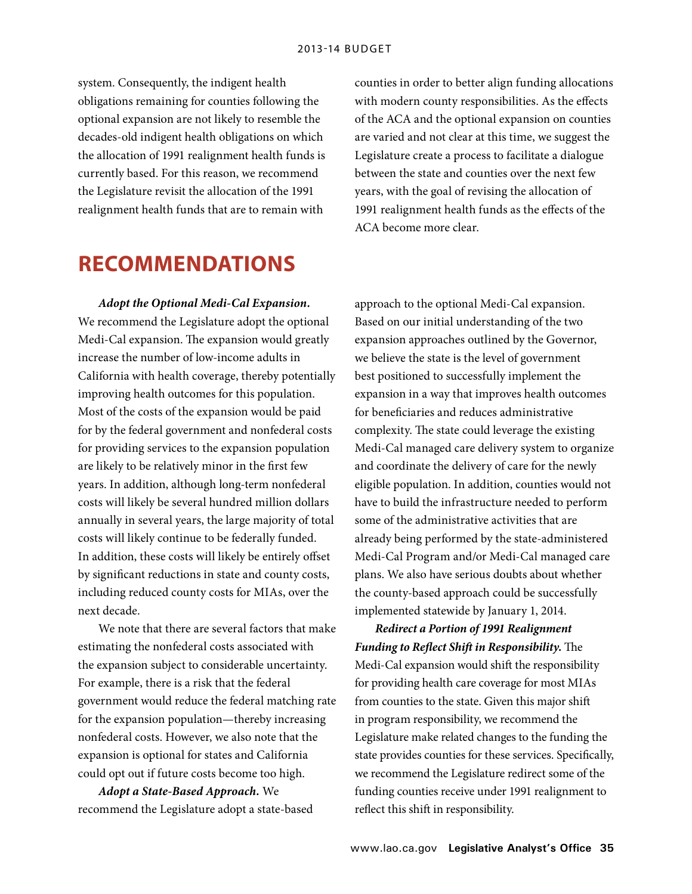system. Consequently, the indigent health obligations remaining for counties following the optional expansion are not likely to resemble the decades-old indigent health obligations on which the allocation of 1991 realignment health funds is currently based. For this reason, we recommend the Legislature revisit the allocation of the 1991 realignment health funds that are to remain with counties in order to better align funding allocations with modern county responsibilities. As the effects of the ACA and the optional expansion on counties are varied and not clear at this time, we suggest the Legislature create a process to facilitate a dialogue between the state and counties over the next few years, with the goal of revising the allocation of 1991 realignment health funds as the effects of the ACA become more clear.

# RECOMMENDATIONS

***Adopt the Optional Medi-Cal Expansion.*** We recommend the Legislature adopt the optional Medi-Cal expansion. The expansion would greatly increase the number of low-income adults in California with health coverage, thereby potentially improving health outcomes for this population. Most of the costs of the expansion would be paid for by the federal government and nonfederal costs for providing services to the expansion population are likely to be relatively minor in the first few years. In addition, although long-term nonfederal costs will likely be several hundred million dollars annually in several years, the large majority of total costs will likely continue to be federally funded. In addition, these costs will likely be entirely offset by significant reductions in state and county costs, including reduced county costs for MIAs, over the next decade.

We note that there are several factors that make estimating the nonfederal costs associated with the expansion subject to considerable uncertainty. For example, there is a risk that the federal government would reduce the federal matching rate for the expansion population—thereby increasing nonfederal costs. However, we also note that the expansion is optional for states and California could opt out if future costs become too high.

***Adopt a State-Based Approach.*** We recommend the Legislature adopt a state-based approach to the optional Medi-Cal expansion. Based on our initial understanding of the two expansion approaches outlined by the Governor, we believe the state is the level of government best positioned to successfully implement the expansion in a way that improves health outcomes for beneficiaries and reduces administrative complexity. The state could leverage the existing Medi-Cal managed care delivery system to organize and coordinate the delivery of care for the newly eligible population. In addition, counties would not have to build the infrastructure needed to perform some of the administrative activities that are already being performed by the state-administered Medi-Cal Program and/or Medi-Cal managed care plans. We also have serious doubts about whether the county-based approach could be successfully implemented statewide by January 1, 2014.

***Redirect a Portion of 1991 Realignment Funding to Reflect Shift in Responsibility.*** The Medi-Cal expansion would shift the responsibility for providing health care coverage for most MIAs from counties to the state. Given this major shift in program responsibility, we recommend the Legislature make related changes to the funding the state provides counties for these services. Specifically, we recommend the Legislature redirect some of the funding counties receive under 1991 realignment to reflect this shift in responsibility.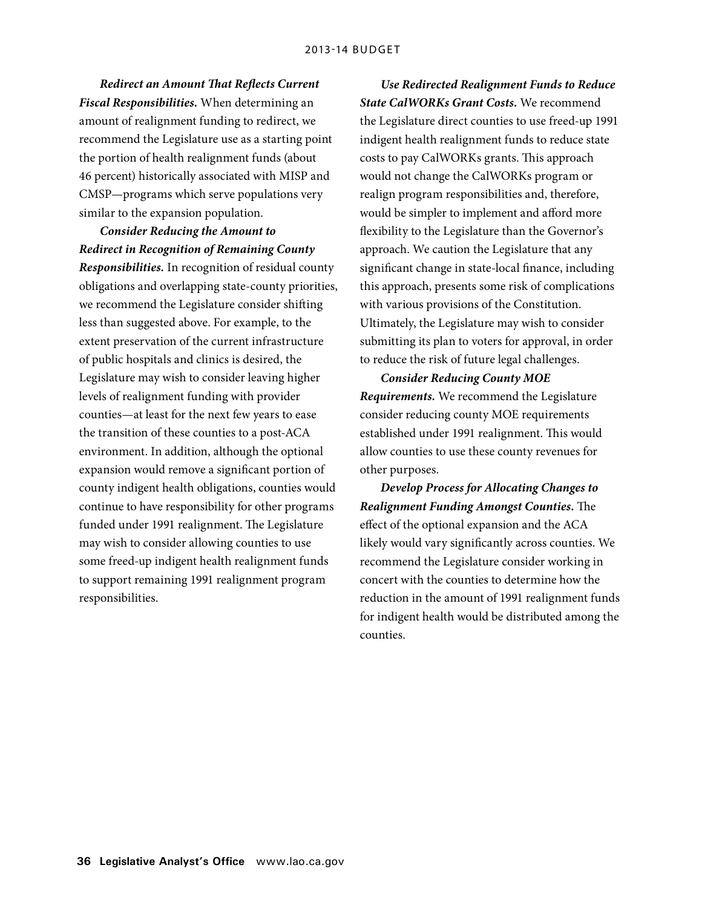***Redirect an Amount That Reflects Current Fiscal Responsibilities.*** When determining an amount of realignment funding to redirect, we recommend the Legislature use as a starting point the portion of health realignment funds (about 46 percent) historically associated with MISP and CMSP—programs which serve populations very similar to the expansion population.

***Consider Reducing the Amount to Redirect in Recognition of Remaining County Responsibilities.*** In recognition of residual county obligations and overlapping state-county priorities, we recommend the Legislature consider shifting less than suggested above. For example, to the extent preservation of the current infrastructure of public hospitals and clinics is desired, the Legislature may wish to consider leaving higher levels of realignment funding with provider counties—at least for the next few years to ease the transition of these counties to a post-ACA environment. In addition, although the optional expansion would remove a significant portion of county indigent health obligations, counties would continue to have responsibility for other programs funded under 1991 realignment. The Legislature may wish to consider allowing counties to use some freed-up indigent health realignment funds to support remaining 1991 realignment program responsibilities.

***Use Redirected Realignment Funds to Reduce State CalWORKs Grant Costs.*** We recommend the Legislature direct counties to use freed-up 1991 indigent health realignment funds to reduce state costs to pay CalWORKs grants. This approach would not change the CalWORKs program or realign program responsibilities and, therefore, would be simpler to implement and afford more flexibility to the Legislature than the Governor's approach. We caution the Legislature that any significant change in state-local finance, including this approach, presents some risk of complications with various provisions of the Constitution. Ultimately, the Legislature may wish to consider submitting its plan to voters for approval, in order to reduce the risk of future legal challenges.

***Consider Reducing County MOE Requirements.*** We recommend the Legislature consider reducing county MOE requirements established under 1991 realignment. This would allow counties to use these county revenues for other purposes.

***Develop Process for Allocating Changes to Realignment Funding Amongst Counties.*** The effect of the optional expansion and the ACA likely would vary significantly across counties. We recommend the Legislature consider working in concert with the counties to determine how the reduction in the amount of 1991 realignment funds for indigent health would be distributed among the counties.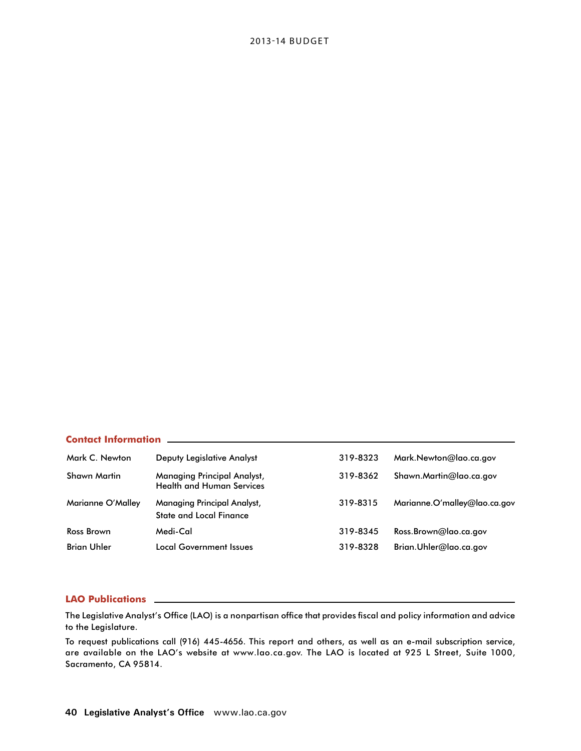## Contact Information

| | | | |
|---|---|---|---|
| Mark C. Newton | Deputy Legislative Analyst | 319-8323 | Mark.Newton@lao.ca.gov |
| Shawn Martin | Managing Principal Analyst, Health and Human Services | 319-8362 | Shawn.Martin@lao.ca.gov |
| Marianne O'Malley | Managing Principal Analyst, State and Local Finance | 319-8315 | Marianne.O'malley@lao.ca.gov |
| Ross Brown | Medi-Cal | 319-8345 | Ross.Brown@lao.ca.gov |
| Brian Uhler | Local Government Issues | 319-8328 | Brian.Uhler@lao.ca.gov |

## LAO Publications

The Legislative Analyst's Office (LAO) is a nonpartisan office that provides fiscal and policy information and advice to the Legislature.

To request publications call (916) 445-4656. This report and others, as well as an e-mail subscription service, are available on the LAO's website at www.lao.ca.gov. The LAO is located at 925 L Street, Suite 1000, Sacramento, CA 95814.